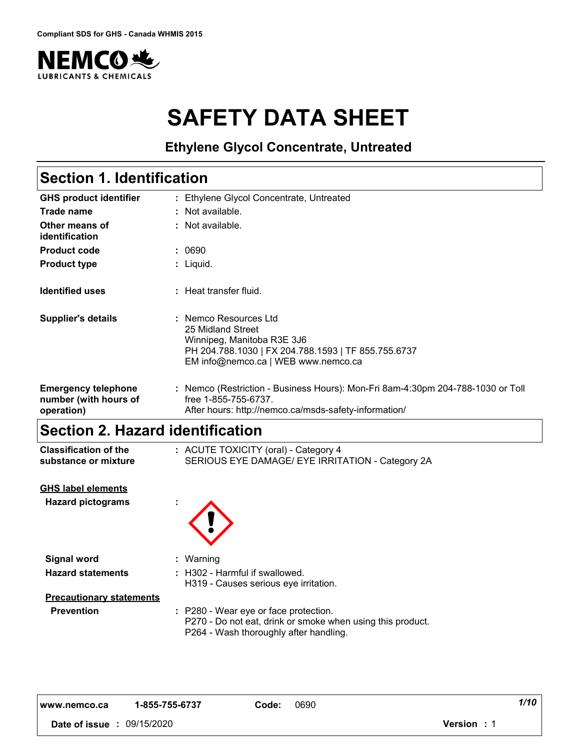Compliant SDS for GHS - Canada WHMIS 2015

NEMCO LUBRICANTS & CHEMICALS

# SAFETY DATA SHEET

### Ethylene Glycol Concentrate, Untreated

## Section 1. Identification

| | |
|---|---|
| **GHS product identifier** | : Ethylene Glycol Concentrate, Untreated |
| **Trade name** | : Not available. |
| **Other means of identification** | : Not available. |
| **Product code** | : 0690 |
| **Product type** | : Liquid. |
| **Identified uses** | : Heat transfer fluid. |
| **Supplier's details** | : Nemco Resources Ltd<br>25 Midland Street<br>Winnipeg, Manitoba R3E 3J6<br>PH 204.788.1030 \| FX 204.788.1593 \| TF 855.755.6737<br>EM info@nemco.ca \| WEB www.nemco.ca |
| **Emergency telephone number (with hours of operation)** | : Nemco (Restriction - Business Hours): Mon-Fri 8am-4:30pm 204-788-1030 or Toll free 1-855-755-6737.<br>After hours: http://nemco.ca/msds-safety-information/ |

## Section 2. Hazard identification

| | |
|---|---|
| **Classification of the substance or mixture** | : ACUTE TOXICITY (oral) - Category 4<br>SERIOUS EYE DAMAGE/ EYE IRRITATION - Category 2A |

**GHS label elements**

**Hazard pictograms** :

**Signal word** : Warning

**Hazard statements** : H302 - Harmful if swallowed.
H319 - Causes serious eye irritation.

**Precautionary statements**

**Prevention** : P280 - Wear eye or face protection.
P270 - Do not eat, drink or smoke when using this product.
P264 - Wash thoroughly after handling.

www.nemco.ca 1-855-755-6737 **Code:** 0690

**Date of issue :** 09/15/2020 **Version :** 1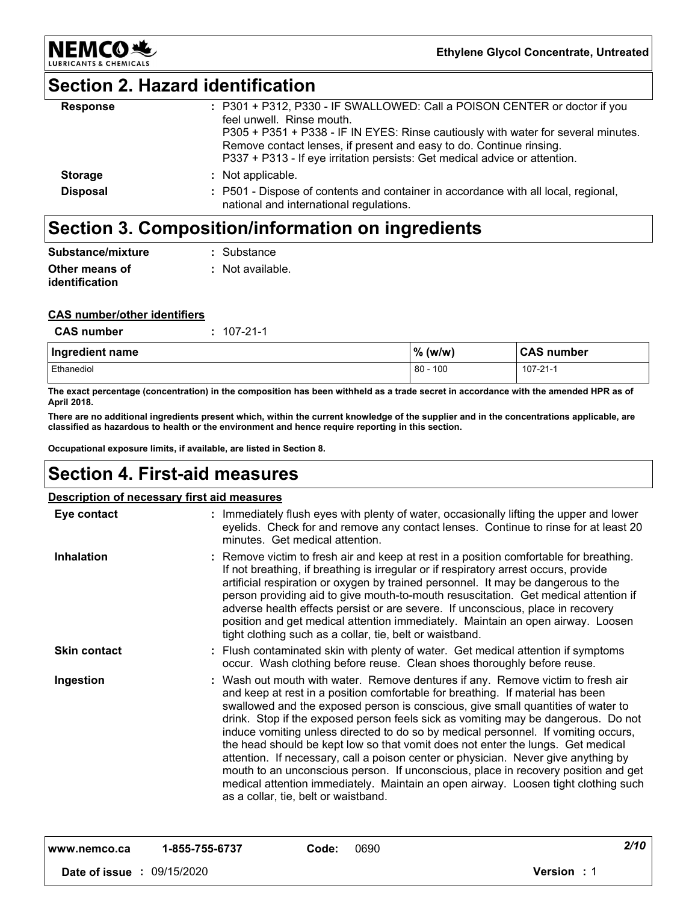## Section 2. Hazard identification

**Response** : P301 + P312, P330 - IF SWALLOWED: Call a POISON CENTER or doctor if you feel unwell. Rinse mouth.
P305 + P351 + P338 - IF IN EYES: Rinse cautiously with water for several minutes. Remove contact lenses, if present and easy to do. Continue rinsing.
P337 + P313 - If eye irritation persists: Get medical advice or attention.

**Storage** : Not applicable.

**Disposal** : P501 - Dispose of contents and container in accordance with all local, regional, national and international regulations.

## Section 3. Composition/information on ingredients

**Substance/mixture** : Substance

**Other means of identification** : Not available.

**CAS number/other identifiers**

**CAS number** : 107-21-1

| Ingredient name | % (w/w) | CAS number |
|---|---|---|
| Ethanediol | 80 - 100 | 107-21-1 |

**The exact percentage (concentration) in the composition has been withheld as a trade secret in accordance with the amended HPR as of April 2018.**

**There are no additional ingredients present which, within the current knowledge of the supplier and in the concentrations applicable, are classified as hazardous to health or the environment and hence require reporting in this section.**

**Occupational exposure limits, if available, are listed in Section 8.**

## Section 4. First-aid measures

**Description of necessary first aid measures**

**Eye contact** : Immediately flush eyes with plenty of water, occasionally lifting the upper and lower eyelids. Check for and remove any contact lenses. Continue to rinse for at least 20 minutes. Get medical attention.

**Inhalation** : Remove victim to fresh air and keep at rest in a position comfortable for breathing. If not breathing, if breathing is irregular or if respiratory arrest occurs, provide artificial respiration or oxygen by trained personnel. It may be dangerous to the person providing aid to give mouth-to-mouth resuscitation. Get medical attention if adverse health effects persist or are severe. If unconscious, place in recovery position and get medical attention immediately. Maintain an open airway. Loosen tight clothing such as a collar, tie, belt or waistband.

**Skin contact** : Flush contaminated skin with plenty of water. Get medical attention if symptoms occur. Wash clothing before reuse. Clean shoes thoroughly before reuse.

**Ingestion** : Wash out mouth with water. Remove dentures if any. Remove victim to fresh air and keep at rest in a position comfortable for breathing. If material has been swallowed and the exposed person is conscious, give small quantities of water to drink. Stop if the exposed person feels sick as vomiting may be dangerous. Do not induce vomiting unless directed to do so by medical personnel. If vomiting occurs, the head should be kept low so that vomit does not enter the lungs. Get medical attention. If necessary, call a poison center or physician. Never give anything by mouth to an unconscious person. If unconscious, place in recovery position and get medical attention immediately. Maintain an open airway. Loosen tight clothing such as a collar, tie, belt or waistband.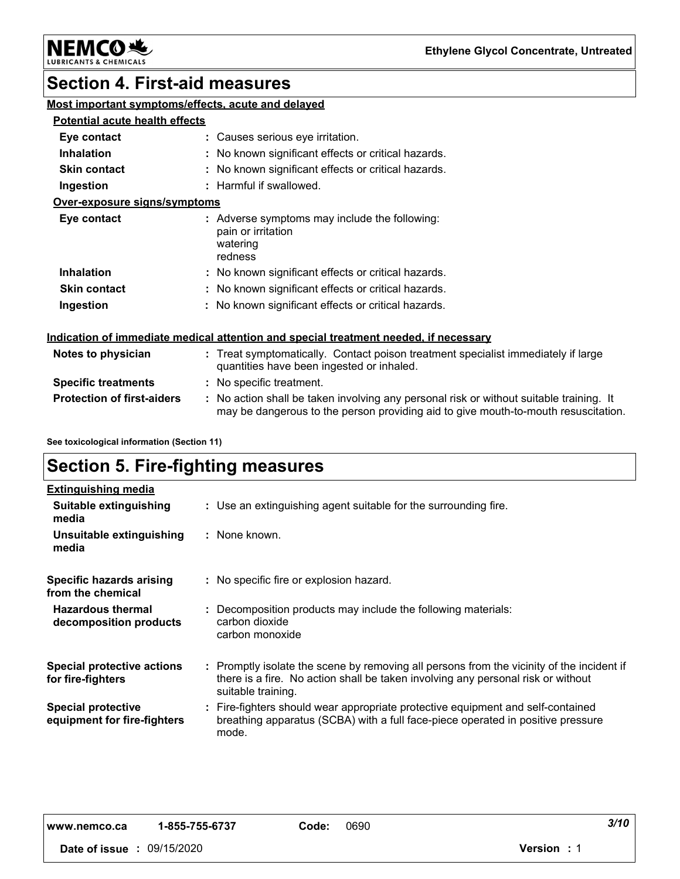## Section 4. First-aid measures

**Most important symptoms/effects, acute and delayed**

**Potential acute health effects**

| | |
|---|---|
| **Eye contact** | : Causes serious eye irritation. |
| **Inhalation** | : No known significant effects or critical hazards. |
| **Skin contact** | : No known significant effects or critical hazards. |
| **Ingestion** | : Harmful if swallowed. |

**Over-exposure signs/symptoms**

| | |
|---|---|
| **Eye contact** | : Adverse symptoms may include the following: pain or irritation watering redness |
| **Inhalation** | : No known significant effects or critical hazards. |
| **Skin contact** | : No known significant effects or critical hazards. |
| **Ingestion** | : No known significant effects or critical hazards. |

**Indication of immediate medical attention and special treatment needed, if necessary**

| | |
|---|---|
| **Notes to physician** | : Treat symptomatically. Contact poison treatment specialist immediately if large quantities have been ingested or inhaled. |
| **Specific treatments** | : No specific treatment. |
| **Protection of first-aiders** | : No action shall be taken involving any personal risk or without suitable training. It may be dangerous to the person providing aid to give mouth-to-mouth resuscitation. |

**See toxicological information (Section 11)**

## Section 5. Fire-fighting measures

**Extinguishing media**

| | |
|---|---|
| **Suitable extinguishing media** | : Use an extinguishing agent suitable for the surrounding fire. |
| **Unsuitable extinguishing media** | : None known. |
| **Specific hazards arising from the chemical** | : No specific fire or explosion hazard. |
| **Hazardous thermal decomposition products** | : Decomposition products may include the following materials: carbon dioxide carbon monoxide |
| **Special protective actions for fire-fighters** | : Promptly isolate the scene by removing all persons from the vicinity of the incident if there is a fire. No action shall be taken involving any personal risk or without suitable training. |
| **Special protective equipment for fire-fighters** | : Fire-fighters should wear appropriate protective equipment and self-contained breathing apparatus (SCBA) with a full face-piece operated in positive pressure mode. |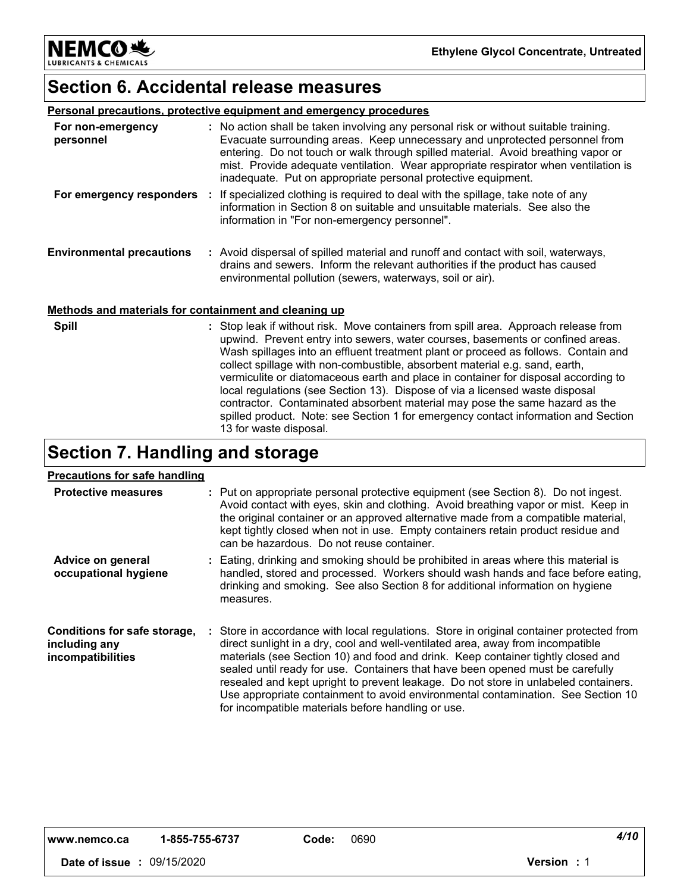## Section 6. Accidental release measures

**Personal precautions, protective equipment and emergency procedures**

**For non-emergency personnel** : No action shall be taken involving any personal risk or without suitable training. Evacuate surrounding areas. Keep unnecessary and unprotected personnel from entering. Do not touch or walk through spilled material. Avoid breathing vapor or mist. Provide adequate ventilation. Wear appropriate respirator when ventilation is inadequate. Put on appropriate personal protective equipment.

**For emergency responders** : If specialized clothing is required to deal with the spillage, take note of any information in Section 8 on suitable and unsuitable materials. See also the information in "For non-emergency personnel".

**Environmental precautions** : Avoid dispersal of spilled material and runoff and contact with soil, waterways, drains and sewers. Inform the relevant authorities if the product has caused environmental pollution (sewers, waterways, soil or air).

**Methods and materials for containment and cleaning up**

**Spill** : Stop leak if without risk. Move containers from spill area. Approach release from upwind. Prevent entry into sewers, water courses, basements or confined areas. Wash spillages into an effluent treatment plant or proceed as follows. Contain and collect spillage with non-combustible, absorbent material e.g. sand, earth, vermiculite or diatomaceous earth and place in container for disposal according to local regulations (see Section 13). Dispose of via a licensed waste disposal contractor. Contaminated absorbent material may pose the same hazard as the spilled product. Note: see Section 1 for emergency contact information and Section 13 for waste disposal.

## Section 7. Handling and storage

**Precautions for safe handling**

**Protective measures** : Put on appropriate personal protective equipment (see Section 8). Do not ingest. Avoid contact with eyes, skin and clothing. Avoid breathing vapor or mist. Keep in the original container or an approved alternative made from a compatible material, kept tightly closed when not in use. Empty containers retain product residue and can be hazardous. Do not reuse container.

**Advice on general occupational hygiene** : Eating, drinking and smoking should be prohibited in areas where this material is handled, stored and processed. Workers should wash hands and face before eating, drinking and smoking. See also Section 8 for additional information on hygiene measures.

**Conditions for safe storage, including any incompatibilities** : Store in accordance with local regulations. Store in original container protected from direct sunlight in a dry, cool and well-ventilated area, away from incompatible materials (see Section 10) and food and drink. Keep container tightly closed and sealed until ready for use. Containers that have been opened must be carefully resealed and kept upright to prevent leakage. Do not store in unlabeled containers. Use appropriate containment to avoid environmental contamination. See Section 10 for incompatible materials before handling or use.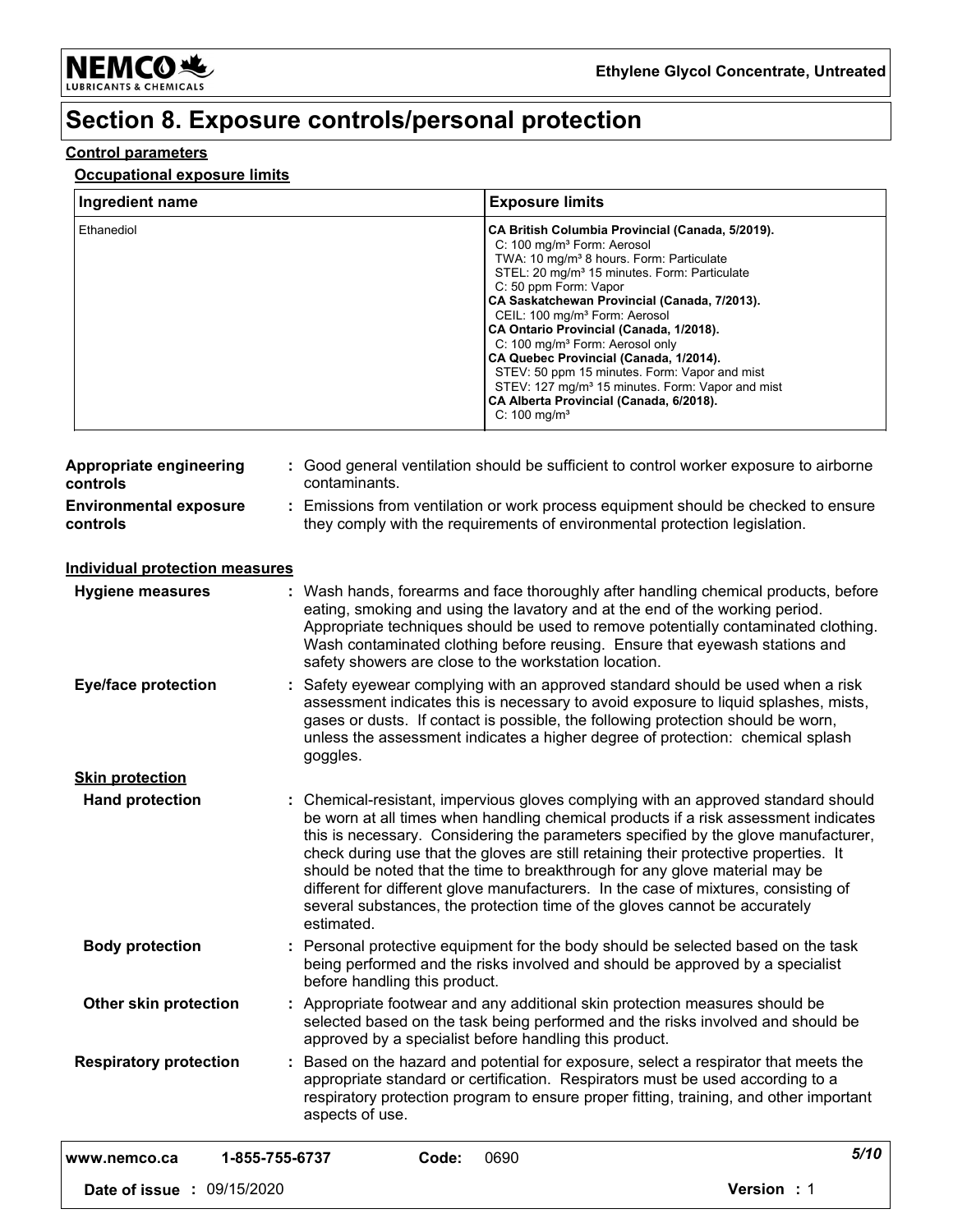# Section 8. Exposure controls/personal protection

**Control parameters**

**Occupational exposure limits**

| Ingredient name | Exposure limits |
| --- | --- |
| Ethanediol | **CA British Columbia Provincial (Canada, 5/2019).**<br>C: 100 mg/m³ Form: Aerosol<br>TWA: 10 mg/m³ 8 hours. Form: Particulate<br>STEL: 20 mg/m³ 15 minutes. Form: Particulate<br>C: 50 ppm Form: Vapor<br>**CA Saskatchewan Provincial (Canada, 7/2013).**<br>CEIL: 100 mg/m³ Form: Aerosol<br>**CA Ontario Provincial (Canada, 1/2018).**<br>C: 100 mg/m³ Form: Aerosol only<br>**CA Quebec Provincial (Canada, 1/2014).**<br>STEV: 50 ppm 15 minutes. Form: Vapor and mist<br>STEV: 127 mg/m³ 15 minutes. Form: Vapor and mist<br>**CA Alberta Provincial (Canada, 6/2018).**<br>C: 100 mg/m³ |

**Appropriate engineering controls** : Good general ventilation should be sufficient to control worker exposure to airborne contaminants.

**Environmental exposure controls** : Emissions from ventilation or work process equipment should be checked to ensure they comply with the requirements of environmental protection legislation.

**Individual protection measures**

**Hygiene measures** : Wash hands, forearms and face thoroughly after handling chemical products, before eating, smoking and using the lavatory and at the end of the working period. Appropriate techniques should be used to remove potentially contaminated clothing. Wash contaminated clothing before reusing. Ensure that eyewash stations and safety showers are close to the workstation location.

**Eye/face protection** : Safety eyewear complying with an approved standard should be used when a risk assessment indicates this is necessary to avoid exposure to liquid splashes, mists, gases or dusts. If contact is possible, the following protection should be worn, unless the assessment indicates a higher degree of protection: chemical splash goggles.

**Skin protection**

**Hand protection** : Chemical-resistant, impervious gloves complying with an approved standard should be worn at all times when handling chemical products if a risk assessment indicates this is necessary. Considering the parameters specified by the glove manufacturer, check during use that the gloves are still retaining their protective properties. It should be noted that the time to breakthrough for any glove material may be different for different glove manufacturers. In the case of mixtures, consisting of several substances, the protection time of the gloves cannot be accurately estimated.

**Body protection** : Personal protective equipment for the body should be selected based on the task being performed and the risks involved and should be approved by a specialist before handling this product.

**Other skin protection** : Appropriate footwear and any additional skin protection measures should be selected based on the task being performed and the risks involved and should be approved by a specialist before handling this product.

**Respiratory protection** : Based on the hazard and potential for exposure, select a respirator that meets the appropriate standard or certification. Respirators must be used according to a respiratory protection program to ensure proper fitting, training, and other important aspects of use.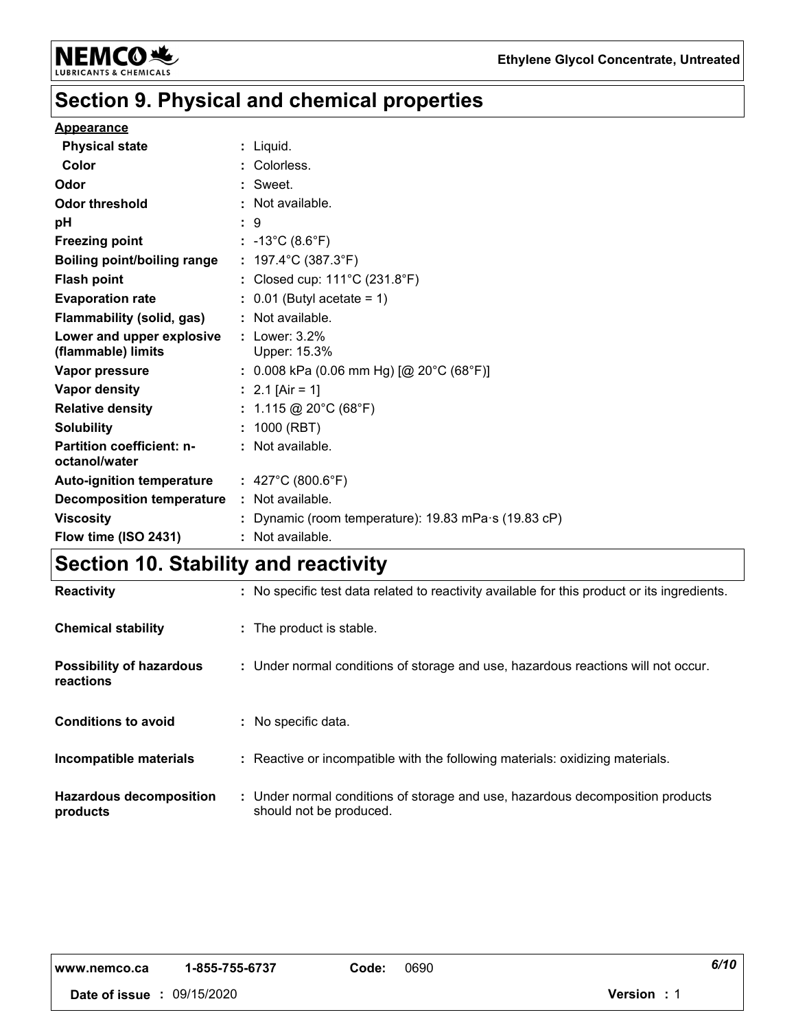# Section 9. Physical and chemical properties

| | |
|---|---|
| **Appearance** | |
| **Physical state** | : Liquid. |
| **Color** | : Colorless. |
| **Odor** | : Sweet. |
| **Odor threshold** | : Not available. |
| **pH** | : 9 |
| **Freezing point** | : -13°C (8.6°F) |
| **Boiling point/boiling range** | : 197.4°C (387.3°F) |
| **Flash point** | : Closed cup: 111°C (231.8°F) |
| **Evaporation rate** | : 0.01 (Butyl acetate = 1) |
| **Flammability (solid, gas)** | : Not available. |
| **Lower and upper explosive (flammable) limits** | : Lower: 3.2%<br>Upper: 15.3% |
| **Vapor pressure** | : 0.008 kPa (0.06 mm Hg) [@ 20°C (68°F)] |
| **Vapor density** | : 2.1 [Air = 1] |
| **Relative density** | : 1.115 @ 20°C (68°F) |
| **Solubility** | : 1000 (RBT) |
| **Partition coefficient: n-octanol/water** | : Not available. |
| **Auto-ignition temperature** | : 427°C (800.6°F) |
| **Decomposition temperature** | : Not available. |
| **Viscosity** | : Dynamic (room temperature): 19.83 mPa·s (19.83 cP) |
| **Flow time (ISO 2431)** | : Not available. |

# Section 10. Stability and reactivity

| | |
|---|---|
| **Reactivity** | : No specific test data related to reactivity available for this product or its ingredients. |
| **Chemical stability** | : The product is stable. |
| **Possibility of hazardous reactions** | : Under normal conditions of storage and use, hazardous reactions will not occur. |
| **Conditions to avoid** | : No specific data. |
| **Incompatible materials** | : Reactive or incompatible with the following materials: oxidizing materials. |
| **Hazardous decomposition products** | : Under normal conditions of storage and use, hazardous decomposition products should not be produced. |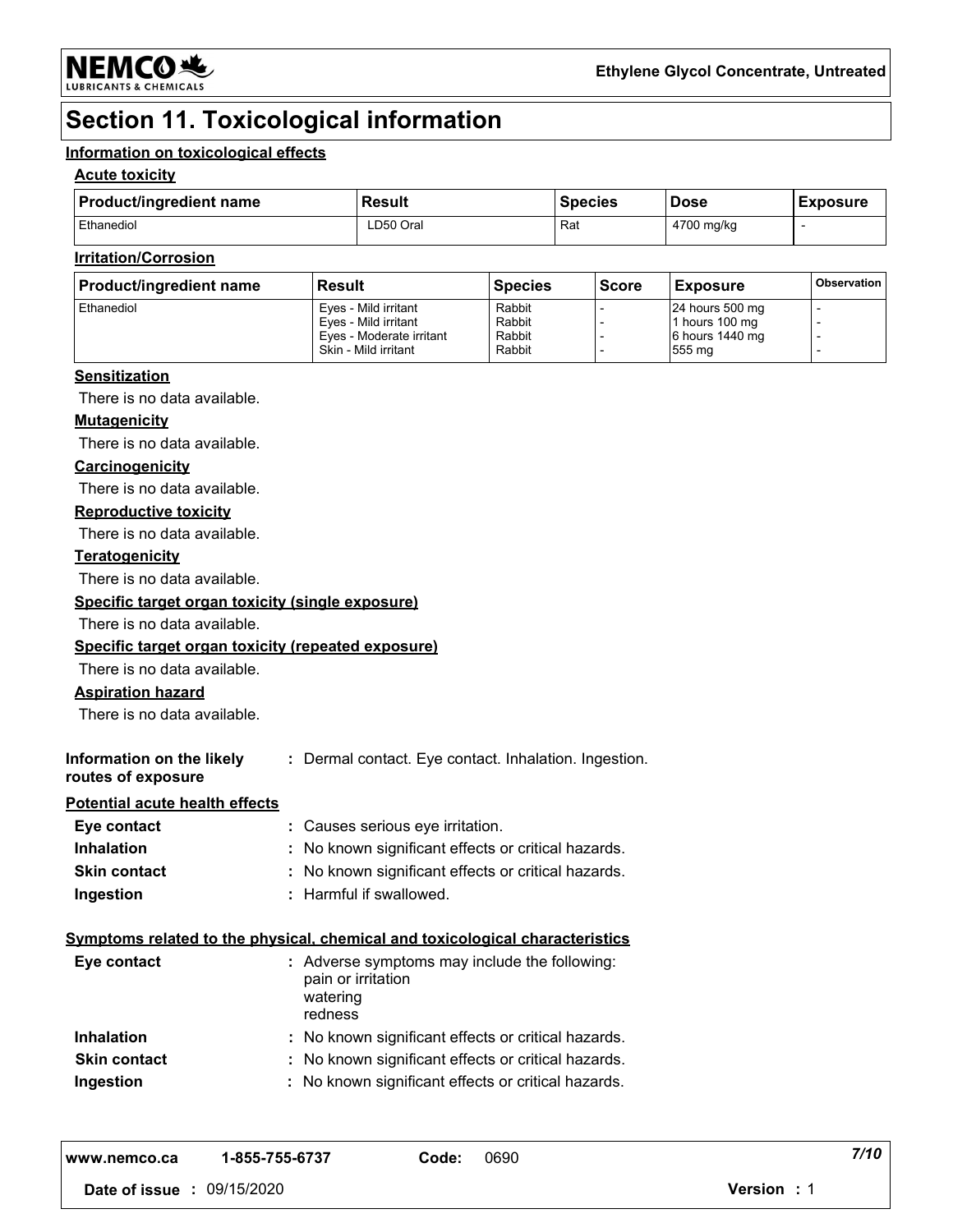# Section 11. Toxicological information

## Information on toxicological effects

### Acute toxicity

| Product/ingredient name | Result | Species | Dose | Exposure |
|---|---|---|---|---|
| Ethanediol | LD50 Oral | Rat | 4700 mg/kg | - |

### Irritation/Corrosion

| Product/ingredient name | Result | Species | Score | Exposure | Observation |
|---|---|---|---|---|---|
| Ethanediol | Eyes - Mild irritant | Rabbit | - | 24 hours 500 mg | - |
| | Eyes - Mild irritant | Rabbit | - | 1 hours 100 mg | - |
| | Eyes - Moderate irritant | Rabbit | - | 6 hours 1440 mg | - |
| | Skin - Mild irritant | Rabbit | - | 555 mg | - |

### Sensitization

There is no data available.

### Mutagenicity

There is no data available.

### Carcinogenicity

There is no data available.

### Reproductive toxicity

There is no data available.

### Teratogenicity

There is no data available.

### Specific target organ toxicity (single exposure)

There is no data available.

### Specific target organ toxicity (repeated exposure)

There is no data available.

### Aspiration hazard

There is no data available.

**Information on the likely routes of exposure** : Dermal contact. Eye contact. Inhalation. Ingestion.

### Potential acute health effects

**Eye contact** : Causes serious eye irritation.

**Inhalation** : No known significant effects or critical hazards.

**Skin contact** : No known significant effects or critical hazards.

**Ingestion** : Harmful if swallowed.

### Symptoms related to the physical, chemical and toxicological characteristics

**Eye contact** : Adverse symptoms may include the following:
pain or irritation
watering
redness

**Inhalation** : No known significant effects or critical hazards.

**Skin contact** : No known significant effects or critical hazards.

**Ingestion** : No known significant effects or critical hazards.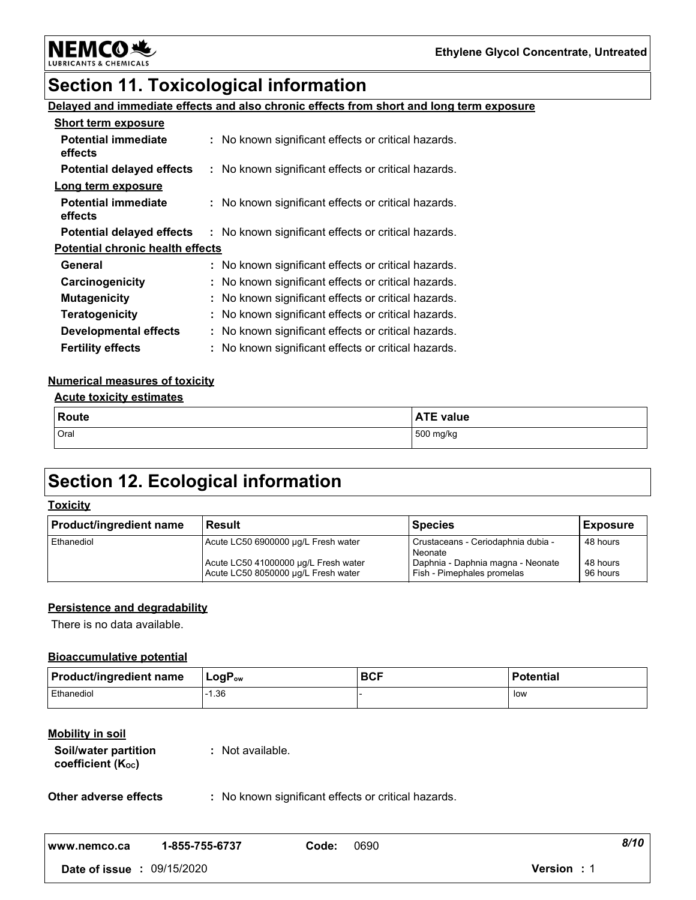## Section 11. Toxicological information

**Delayed and immediate effects and also chronic effects from short and long term exposure**

**Short term exposure**

| | |
|---|---|
| **Potential immediate effects** | : No known significant effects or critical hazards. |
| **Potential delayed effects** | : No known significant effects or critical hazards. |

**Long term exposure**

| | |
|---|---|
| **Potential immediate effects** | : No known significant effects or critical hazards. |
| **Potential delayed effects** | : No known significant effects or critical hazards. |

**Potential chronic health effects**

| | |
|---|---|
| **General** | : No known significant effects or critical hazards. |
| **Carcinogenicity** | : No known significant effects or critical hazards. |
| **Mutagenicity** | : No known significant effects or critical hazards. |
| **Teratogenicity** | : No known significant effects or critical hazards. |
| **Developmental effects** | : No known significant effects or critical hazards. |
| **Fertility effects** | : No known significant effects or critical hazards. |

**Numerical measures of toxicity**

**Acute toxicity estimates**

| Route | ATE value |
|---|---|
| Oral | 500 mg/kg |

## Section 12. Ecological information

**Toxicity**

| Product/ingredient name | Result | Species | Exposure |
|---|---|---|---|
| Ethanediol | Acute LC50 6900000 µg/L Fresh water | Crustaceans - Ceriodaphnia dubia - Neonate | 48 hours |
| | Acute LC50 41000000 µg/L Fresh water | Daphnia - Daphnia magna - Neonate | 48 hours |
| | Acute LC50 8050000 µg/L Fresh water | Fish - Pimephales promelas | 96 hours |

**Persistence and degradability**

There is no data available.

**Bioaccumulative potential**

| Product/ingredient name | $LogP_{ow}$ | BCF | Potential |
|---|---|---|---|
| Ethanediol | -1.36 | - | low |

**Mobility in soil**

**Soil/water partition coefficient ($K_{OC}$)** : Not available.

**Other adverse effects** : No known significant effects or critical hazards.

www.nemco.ca 1-855-755-6737 **Code:** 0690

**Date of issue :** 09/15/2020 **Version :** 1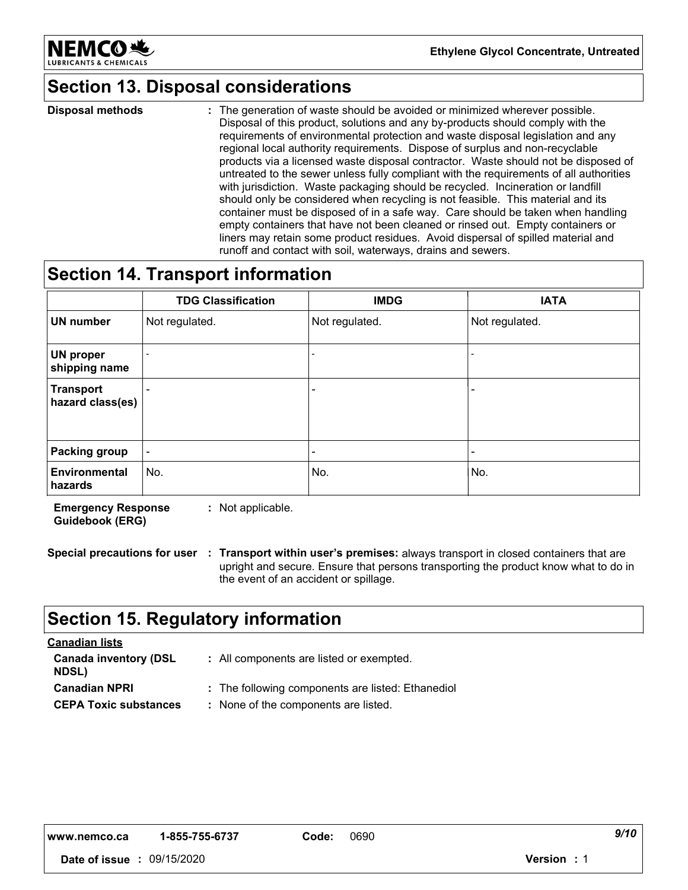## Section 13. Disposal considerations

**Disposal methods** : The generation of waste should be avoided or minimized wherever possible. Disposal of this product, solutions and any by-products should comply with the requirements of environmental protection and waste disposal legislation and any regional local authority requirements. Dispose of surplus and non-recyclable products via a licensed waste disposal contractor. Waste should not be disposed of untreated to the sewer unless fully compliant with the requirements of all authorities with jurisdiction. Waste packaging should be recycled. Incineration or landfill should only be considered when recycling is not feasible. This material and its container must be disposed of in a safe way. Care should be taken when handling empty containers that have not been cleaned or rinsed out. Empty containers or liners may retain some product residues. Avoid dispersal of spilled material and runoff and contact with soil, waterways, drains and sewers.

## Section 14. Transport information

| | TDG Classification | IMDG | IATA |
|---|---|---|---|
| **UN number** | Not regulated. | Not regulated. | Not regulated. |
| **UN proper shipping name** | - | - | - |
| **Transport hazard class(es)** | - | - | - |
| **Packing group** | - | - | - |
| **Environmental hazards** | No. | No. | No. |

**Emergency Response Guidebook (ERG)** : Not applicable.

**Special precautions for user** : **Transport within user's premises:** always transport in closed containers that are upright and secure. Ensure that persons transporting the product know what to do in the event of an accident or spillage.

## Section 15. Regulatory information

**Canadian lists**

**Canada inventory (DSL NDSL)** : All components are listed or exempted.

**Canadian NPRI** : The following components are listed: Ethanediol

**CEPA Toxic substances** : None of the components are listed.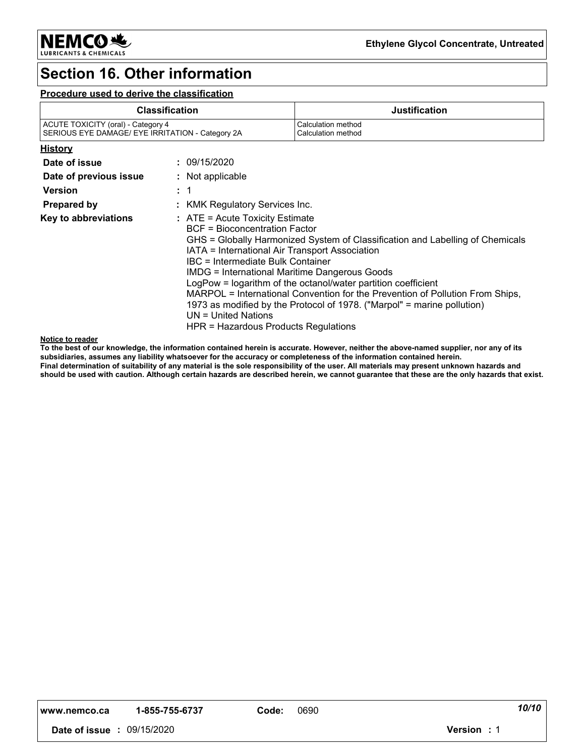## Section 16. Other information

**Procedure used to derive the classification**

| Classification | Justification |
| --- | --- |
| ACUTE TOXICITY (oral) - Category 4<br>SERIOUS EYE DAMAGE/ EYE IRRITATION - Category 2A | Calculation method<br>Calculation method |

**History**

**Date of issue** : 09/15/2020

**Date of previous issue** : Not applicable

**Version** : 1

**Prepared by** : KMK Regulatory Services Inc.

**Key to abbreviations** :
ATE = Acute Toxicity Estimate
BCF = Bioconcentration Factor
GHS = Globally Harmonized System of Classification and Labelling of Chemicals
IATA = International Air Transport Association
IBC = Intermediate Bulk Container
IMDG = International Maritime Dangerous Goods
LogPow = logarithm of the octanol/water partition coefficient
MARPOL = International Convention for the Prevention of Pollution From Ships, 1973 as modified by the Protocol of 1978. ("Marpol" = marine pollution)
UN = United Nations
HPR = Hazardous Products Regulations

**Notice to reader**

**To the best of our knowledge, the information contained herein is accurate. However, neither the above-named supplier, nor any of its subsidiaries, assumes any liability whatsoever for the accuracy or completeness of the information contained herein.**
**Final determination of suitability of any material is the sole responsibility of the user. All materials may present unknown hazards and should be used with caution. Although certain hazards are described herein, we cannot guarantee that these are the only hazards that exist.**